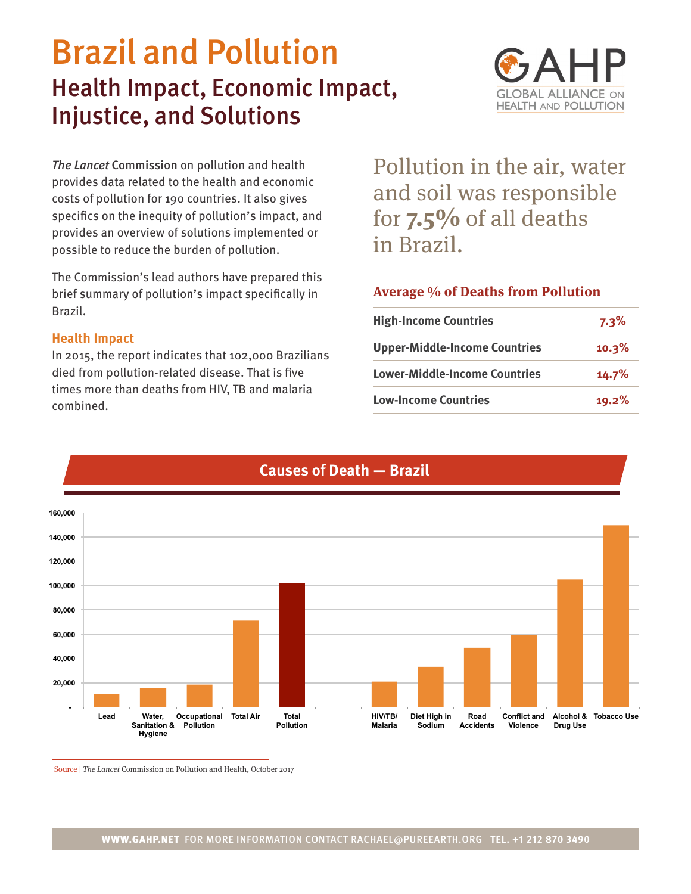# Brazil and Pollution

## Health Impact, Economic Impact, Injustice, and Solutions

GAHP
GLOBAL ALLIANCE ON HEALTH AND POLLUTION

*The Lancet* Commission on pollution and health provides data related to the health and economic costs of pollution for 190 countries. It also gives specifics on the inequity of pollution's impact, and provides an overview of solutions implemented or possible to reduce the burden of pollution.

The Commission's lead authors have prepared this brief summary of pollution's impact specifically in Brazil.

### Health Impact

In 2015, the report indicates that 102,000 Brazilians died from pollution-related disease. That is five times more than deaths from HIV, TB and malaria combined.

Pollution in the air, water and soil was responsible for **7.5%** of all deaths in Brazil.

### Average % of Deaths from Pollution

| | |
|---|---|
| **High-Income Countries** | **7.3%** |
| **Upper-Middle-Income Countries** | **10.3%** |
| **Lower-Middle-Income Countries** | **14.7%** |
| **Low-Income Countries** | **19.2%** |

### Causes of Death — Brazil

| Cause | Deaths (approx.) |
|---|---|
| Lead | ~11,000 |
| Water, Sanitation & Hygiene | ~15,500 |
| Occupational Pollution | ~18,500 |
| Total Air | ~71,000 |
| Total Pollution | ~102,000 |
| HIV/TB/Malaria | ~21,000 |
| Diet High in Sodium | ~33,000 |
| Road Accidents | ~49,000 |
| Conflict and Violence | ~59,000 |
| Alcohol & Drug Use | ~105,000 |
| Tobacco Use | ~150,000 |

Source | *The Lancet* Commission on Pollution and Health, October 2017

**WWW.GAHP.NET** FOR MORE INFORMATION CONTACT RACHAEL@PUREEARTH.ORG **TEL. +1 212 870 3490**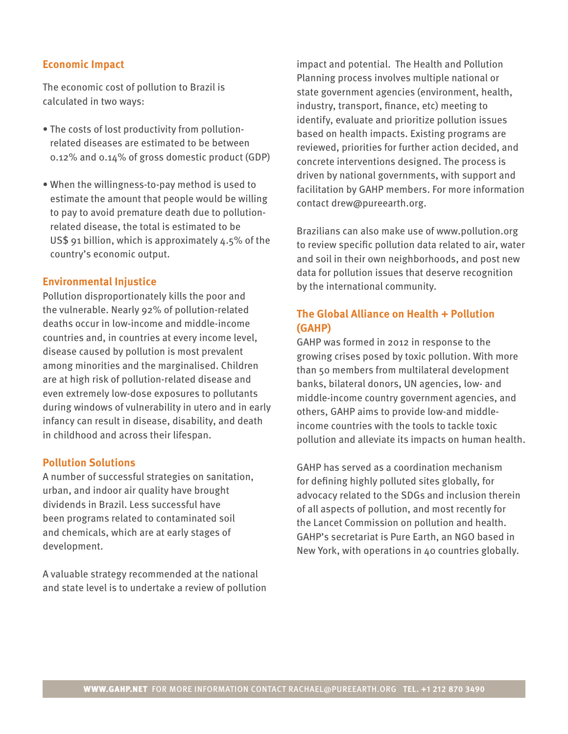## Economic Impact

The economic cost of pollution to Brazil is calculated in two ways:

- The costs of lost productivity from pollution-related diseases are estimated to be between 0.12% and 0.14% of gross domestic product (GDP)
- When the willingness-to-pay method is used to estimate the amount that people would be willing to pay to avoid premature death due to pollution-related disease, the total is estimated to be US$ 91 billion, which is approximately 4.5% of the country's economic output.

## Environmental Injustice

Pollution disproportionately kills the poor and the vulnerable. Nearly 92% of pollution-related deaths occur in low-income and middle-income countries and, in countries at every income level, disease caused by pollution is most prevalent among minorities and the marginalised. Children are at high risk of pollution-related disease and even extremely low-dose exposures to pollutants during windows of vulnerability in utero and in early infancy can result in disease, disability, and death in childhood and across their lifespan.

## Pollution Solutions

A number of successful strategies on sanitation, urban, and indoor air quality have brought dividends in Brazil. Less successful have been programs related to contaminated soil and chemicals, which are at early stages of development.

A valuable strategy recommended at the national and state level is to undertake a review of pollution impact and potential. The Health and Pollution Planning process involves multiple national or state government agencies (environment, health, industry, transport, finance, etc) meeting to identify, evaluate and prioritize pollution issues based on health impacts. Existing programs are reviewed, priorities for further action decided, and concrete interventions designed. The process is driven by national governments, with support and facilitation by GAHP members. For more information contact drew@pureearth.org.

Brazilians can also make use of www.pollution.org to review specific pollution data related to air, water and soil in their own neighborhoods, and post new data for pollution issues that deserve recognition by the international community.

## The Global Alliance on Health + Pollution (GAHP)

GAHP was formed in 2012 in response to the growing crises posed by toxic pollution. With more than 50 members from multilateral development banks, bilateral donors, UN agencies, low- and middle-income country government agencies, and others, GAHP aims to provide low-and middle-income countries with the tools to tackle toxic pollution and alleviate its impacts on human health.

GAHP has served as a coordination mechanism for defining highly polluted sites globally, for advocacy related to the SDGs and inclusion therein of all aspects of pollution, and most recently for the Lancet Commission on pollution and health. GAHP's secretariat is Pure Earth, an NGO based in New York, with operations in 40 countries globally.

**WWW.GAHP.NET** FOR MORE INFORMATION CONTACT RACHAEL@PUREEARTH.ORG **TEL. +1 212 870 3490**